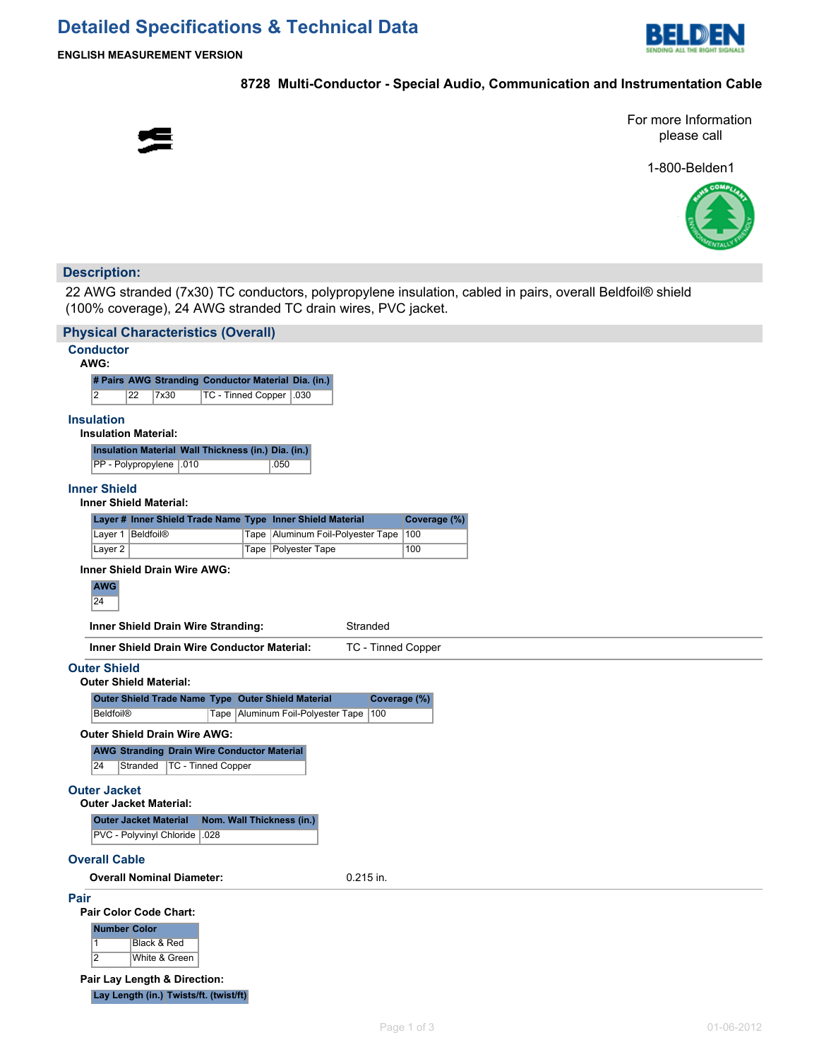# Detailed Specifications & Technical Data

**ENGLISH MEASUREMENT VERSION**

**8728 Multi-Conductor - Special Audio, Communication and Instrumentation Cable**

For more Information please call

1-800-Belden1

## Description:

22 AWG stranded (7x30) TC conductors, polypropylene insulation, cabled in pairs, overall Beldfoil® shield (100% coverage), 24 AWG stranded TC drain wires, PVC jacket.

## Physical Characteristics (Overall)

### Conductor

**AWG:**

| # Pairs | AWG | Stranding | Conductor Material | Dia. (in.) |
|---|---|---|---|---|
| 2 | 22 | 7x30 | TC - Tinned Copper | .030 |

### Insulation

**Insulation Material:**

| Insulation Material | Wall Thickness (in.) | Dia. (in.) |
|---|---|---|
| PP - Polypropylene | .010 | .050 |

### Inner Shield

**Inner Shield Material:**

| Layer # | Inner Shield Trade Name | Type | Inner Shield Material | Coverage (%) |
|---|---|---|---|---|
| Layer 1 | Beldfoil® | Tape | Aluminum Foil-Polyester Tape | 100 |
| Layer 2 | | Tape | Polyester Tape | 100 |

**Inner Shield Drain Wire AWG:**

| AWG |
|---|
| 24 |

| | |
|---|---|
| **Inner Shield Drain Wire Stranding:** | Stranded |
| **Inner Shield Drain Wire Conductor Material:** | TC - Tinned Copper |

### Outer Shield

**Outer Shield Material:**

| Outer Shield Trade Name | Type | Outer Shield Material | Coverage (%) |
|---|---|---|---|
| Beldfoil® | Tape | Aluminum Foil-Polyester Tape | 100 |

**Outer Shield Drain Wire AWG:**

| AWG | Stranding | Drain Wire Conductor Material |
|---|---|---|
| 24 | Stranded | TC - Tinned Copper |

### Outer Jacket

**Outer Jacket Material:**

| Outer Jacket Material | Nom. Wall Thickness (in.) |
|---|---|
| PVC - Polyvinyl Chloride | .028 |

### Overall Cable

| | |
|---|---|
| **Overall Nominal Diameter:** | 0.215 in. |

### Pair

**Pair Color Code Chart:**

| Number | Color |
|---|---|
| 1 | Black & Red |
| 2 | White & Green |

**Pair Lay Length & Direction:**

| Lay Length (in.) | Twists/ft. (twist/ft) |
|---|---|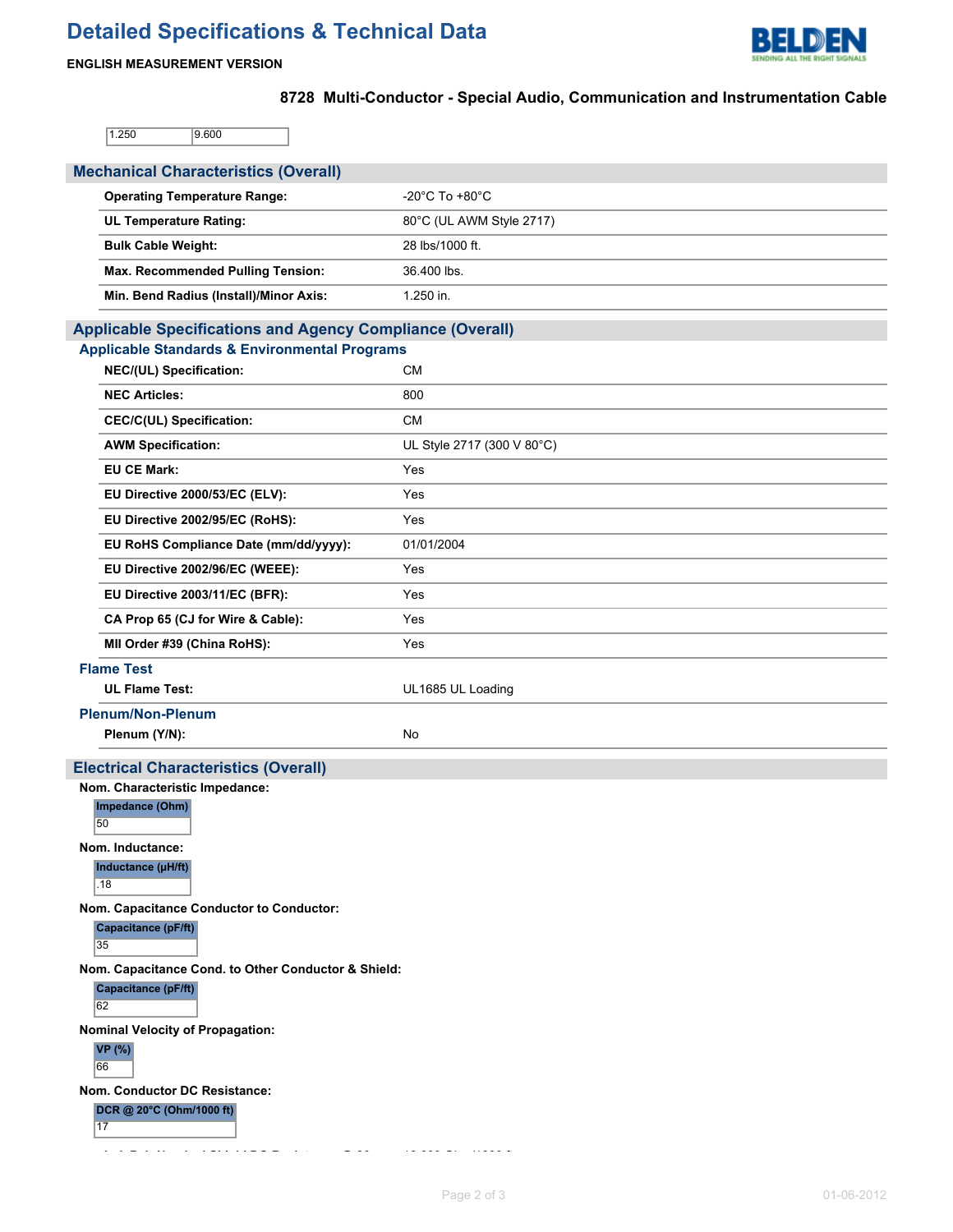| 1.250 | 9.600 |
|---|---|

## Mechanical Characteristics (Overall)

| | |
|---|---|
| **Operating Temperature Range:** | -20°C To +80°C |
| **UL Temperature Rating:** | 80°C (UL AWM Style 2717) |
| **Bulk Cable Weight:** | 28 lbs/1000 ft. |
| **Max. Recommended Pulling Tension:** | 36.400 lbs. |
| **Min. Bend Radius (Install)/Minor Axis:** | 1.250 in. |

## Applicable Specifications and Agency Compliance (Overall)

### Applicable Standards & Environmental Programs

| | |
|---|---|
| **NEC/(UL) Specification:** | CM |
| **NEC Articles:** | 800 |
| **CEC/C(UL) Specification:** | CM |
| **AWM Specification:** | UL Style 2717 (300 V 80°C) |
| **EU CE Mark:** | Yes |
| **EU Directive 2000/53/EC (ELV):** | Yes |
| **EU Directive 2002/95/EC (RoHS):** | Yes |
| **EU RoHS Compliance Date (mm/dd/yyyy):** | 01/01/2004 |
| **EU Directive 2002/96/EC (WEEE):** | Yes |
| **EU Directive 2003/11/EC (BFR):** | Yes |
| **CA Prop 65 (CJ for Wire & Cable):** | Yes |
| **MII Order #39 (China RoHS):** | Yes |

### Flame Test

| | |
|---|---|
| **UL Flame Test:** | UL1685 UL Loading |

### Plenum/Non-Plenum

| | |
|---|---|
| **Plenum (Y/N):** | No |

## Electrical Characteristics (Overall)

**Nom. Characteristic Impedance:**

| Impedance (Ohm) |
|---|
| 50 |

**Nom. Inductance:**

| Inductance (µH/ft) |
|---|
| .18 |

**Nom. Capacitance Conductor to Conductor:**

| Capacitance (pF/ft) |
|---|
| 35 |

**Nom. Capacitance Cond. to Other Conductor & Shield:**

| Capacitance (pF/ft) |
|---|
| 62 |

**Nominal Velocity of Propagation:**

| VP (%) |
|---|
| 66 |

**Nom. Conductor DC Resistance:**

| DCR @ 20°C (Ohm/1000 ft) |
|---|
| 17 |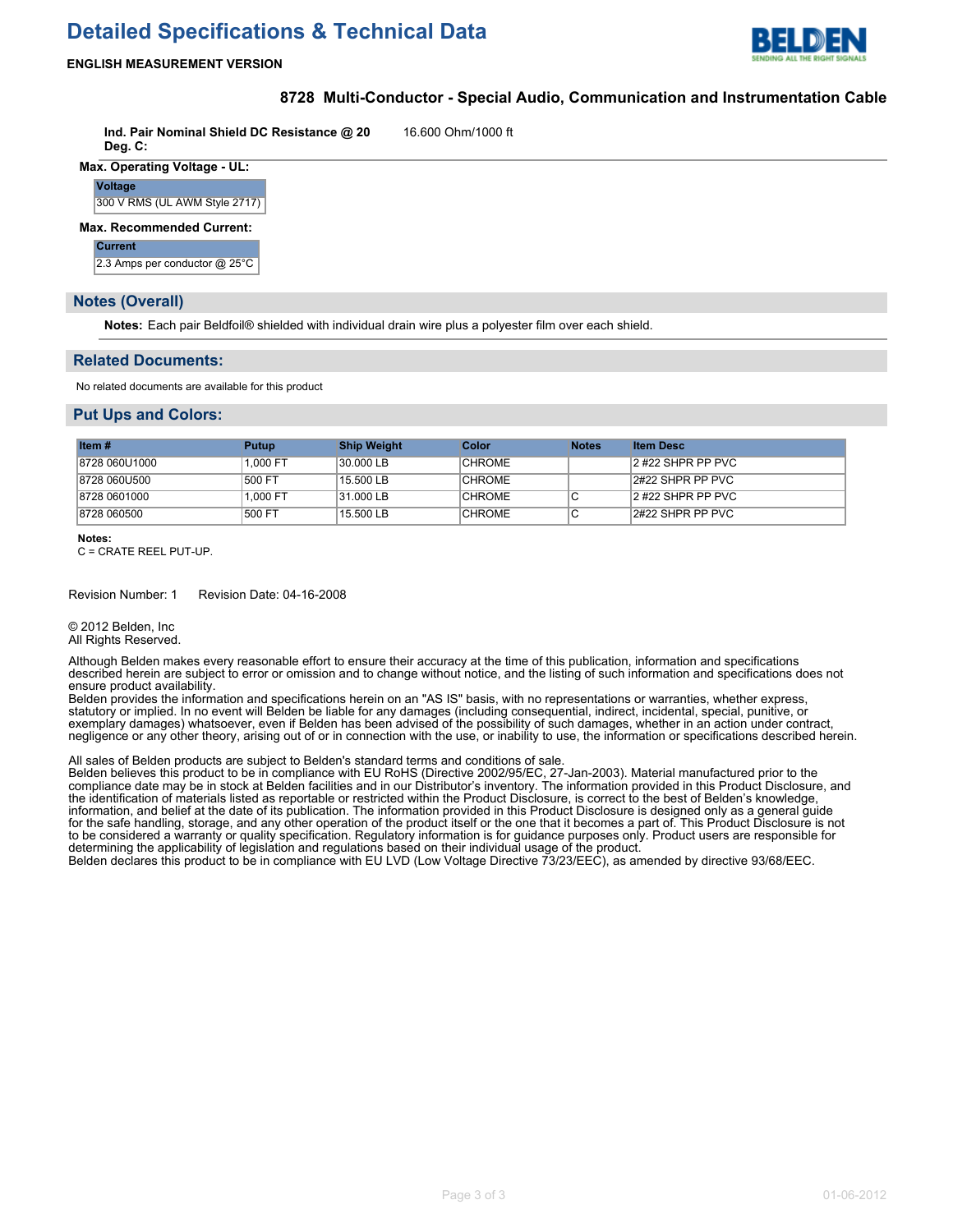# Detailed Specifications & Technical Data

**ENGLISH MEASUREMENT VERSION**

**8728 Multi-Conductor - Special Audio, Communication and Instrumentation Cable**

**Ind. Pair Nominal Shield DC Resistance @ 20 Deg. C:** 16.600 Ohm/1000 ft

**Max. Operating Voltage - UL:**

| Voltage |
|---|
| 300 V RMS (UL AWM Style 2717) |

**Max. Recommended Current:**

| Current |
|---|
| 2.3 Amps per conductor @ 25°C |

## Notes (Overall)

**Notes:** Each pair Beldfoil® shielded with individual drain wire plus a polyester film over each shield.

## Related Documents:

No related documents are available for this product

## Put Ups and Colors:

| Item # | Putup | Ship Weight | Color | Notes | Item Desc |
|---|---|---|---|---|---|
| 8728 060U1000 | 1,000 FT | 30.000 LB | CHROME | | 2 #22 SHPR PP PVC |
| 8728 060U500 | 500 FT | 15.500 LB | CHROME | | 2#22 SHPR PP PVC |
| 8728 0601000 | 1,000 FT | 31.000 LB | CHROME | C | 2 #22 SHPR PP PVC |
| 8728 060500 | 500 FT | 15.500 LB | CHROME | C | 2#22 SHPR PP PVC |

**Notes:**
C = CRATE REEL PUT-UP.

Revision Number: 1   Revision Date: 04-16-2008

© 2012 Belden, Inc
All Rights Reserved.

Although Belden makes every reasonable effort to ensure their accuracy at the time of this publication, information and specifications described herein are subject to error or omission and to change without notice, and the listing of such information and specifications does not ensure product availability.
Belden provides the information and specifications herein on an "AS IS" basis, with no representations or warranties, whether express, statutory or implied. In no event will Belden be liable for any damages (including consequential, indirect, incidental, special, punitive, or exemplary damages) whatsoever, even if Belden has been advised of the possibility of such damages, whether in an action under contract, negligence or any other theory, arising out of or in connection with the use, or inability to use, the information or specifications described herein.

All sales of Belden products are subject to Belden's standard terms and conditions of sale.
Belden believes this product to be in compliance with EU RoHS (Directive 2002/95/EC, 27-Jan-2003). Material manufactured prior to the compliance date may be in stock at Belden facilities and in our Distributor's inventory. The information provided in this Product Disclosure, and the identification of materials listed as reportable or restricted within the Product Disclosure, is correct to the best of Belden's knowledge, information, and belief at the date of its publication. The information provided in this Product Disclosure is designed only as a general guide for the safe handling, storage, and any other operation of the product itself or the one that it becomes a part of. This Product Disclosure is not to be considered a warranty or quality specification. Regulatory information is for guidance purposes only. Product users are responsible for determining the applicability of legislation and regulations based on their individual usage of the product.
Belden declares this product to be in compliance with EU LVD (Low Voltage Directive 73/23/EEC), as amended by directive 93/68/EEC.